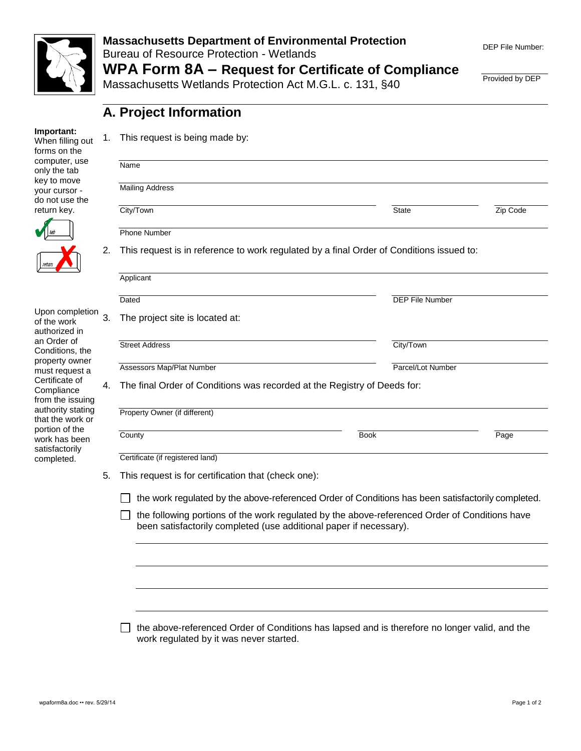**Massachusetts Department of Environmental Protection**
Bureau of Resource Protection - Wetlands

# WPA Form 8A – Request for Certificate of Compliance

Massachusetts Wetlands Protection Act M.G.L. c. 131, §40

DEP File Number:

Provided by DEP

## A. Project Information

**Important:** When filling out forms on the computer, use only the tab key to move your cursor - do not use the return key.

1. This request is being made by:

Name

Mailing Address

City/Town | State | Zip Code

Phone Number

2. This request is in reference to work regulated by a final Order of Conditions issued to:

Applicant

Dated | DEP File Number

Upon completion of the work authorized in an Order of Conditions, the property owner must request a Certificate of Compliance from the issuing authority stating that the work or portion of the work has been satisfactorily completed.

3. The project site is located at:

Street Address | City/Town

Assessors Map/Plat Number | Parcel/Lot Number

4. The final Order of Conditions was recorded at the Registry of Deeds for:

Property Owner (if different)

County | Book | Page

Certificate (if registered land)

5. This request is for certification that (check one):

☐ the work regulated by the above-referenced Order of Conditions has been satisfactorily completed.

☐ the following portions of the work regulated by the above-referenced Order of Conditions have been satisfactorily completed (use additional paper if necessary).

☐ the above-referenced Order of Conditions has lapsed and is therefore no longer valid, and the work regulated by it was never started.

wpaform8a.doc •• rev. 5/29/14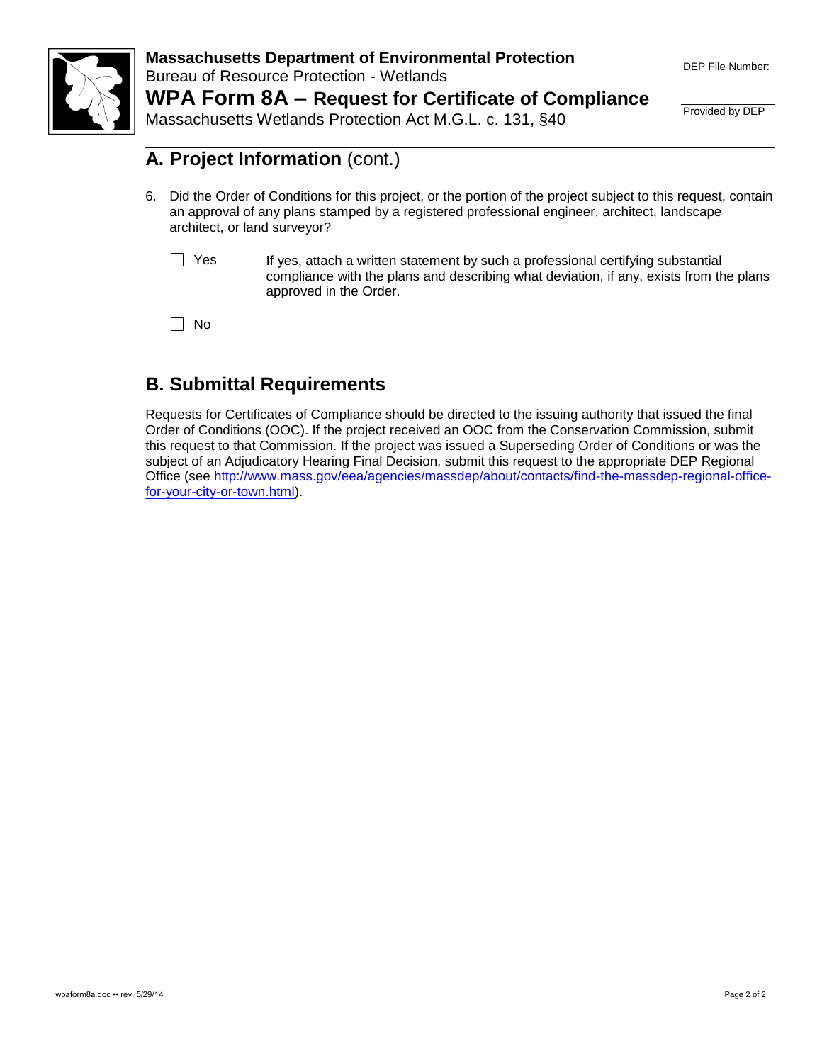**Massachusetts Department of Environmental Protection**
Bureau of Resource Protection - Wetlands
**WPA Form 8A – Request for Certificate of Compliance**
Massachusetts Wetlands Protection Act M.G.L. c. 131, §40

DEP File Number:

Provided by DEP

## A. Project Information (cont.)

6. Did the Order of Conditions for this project, or the portion of the project subject to this request, contain an approval of any plans stamped by a registered professional engineer, architect, landscape architect, or land surveyor?

   ☐ Yes — If yes, attach a written statement by such a professional certifying substantial compliance with the plans and describing what deviation, if any, exists from the plans approved in the Order.

   ☐ No

## B. Submittal Requirements

Requests for Certificates of Compliance should be directed to the issuing authority that issued the final Order of Conditions (OOC). If the project received an OOC from the Conservation Commission, submit this request to that Commission. If the project was issued a Superseding Order of Conditions or was the subject of an Adjudicatory Hearing Final Decision, submit this request to the appropriate DEP Regional Office (see http://www.mass.gov/eea/agencies/massdep/about/contacts/find-the-massdep-regional-office-for-your-city-or-town.html).